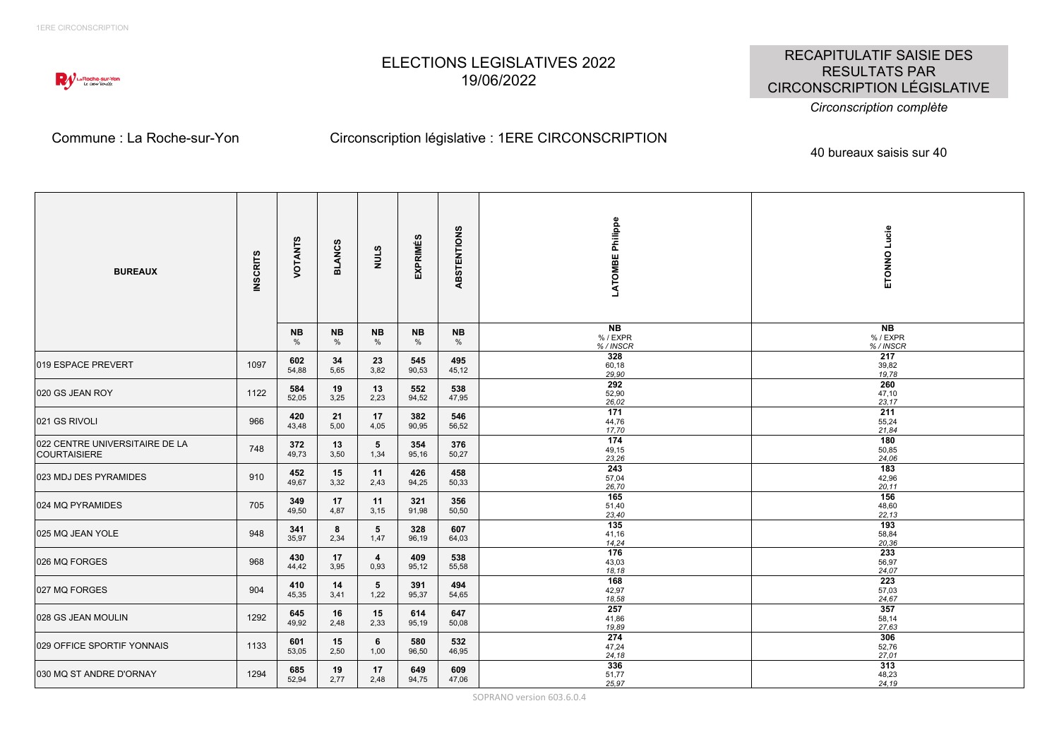# ELECTIONS LEGISLATIVES 2022
## 19/06/2022

**RECAPITULATIF SAISIE DES RESULTATS PAR CIRCONSCRIPTION LÉGISLATIVE**

*Circonscription complète*

Commune : La Roche-sur-Yon

Circonscription législative : 1ERE CIRCONSCRIPTION

40 bureaux saisis sur 40

| BUREAUX | INSCRITS | VOTANTS | BLANCS | NULS | EXPRIMÉS | ABSTENTIONS | LATOMBE Philippe | ETONNO Lucie |
|---|---|---|---|---|---|---|---|---|
| | | NB<br>% | NB<br>% | NB<br>% | NB<br>% | NB<br>% | NB<br>% / EXPR<br>*% / INSCR* | NB<br>% / EXPR<br>*% / INSCR* |
| 019 ESPACE PREVERT | 1097 | **602**<br>54,88 | **34**<br>5,65 | **23**<br>3,82 | **545**<br>90,53 | **495**<br>45,12 | **328**<br>60,18<br>*29,90* | **217**<br>39,82<br>*19,78* |
| 020 GS JEAN ROY | 1122 | **584**<br>52,05 | **19**<br>3,25 | **13**<br>2,23 | **552**<br>94,52 | **538**<br>47,95 | **292**<br>52,90<br>*26,02* | **260**<br>47,10<br>*23,17* |
| 021 GS RIVOLI | 966 | **420**<br>43,48 | **21**<br>5,00 | **17**<br>4,05 | **382**<br>90,95 | **546**<br>56,52 | **171**<br>44,76<br>*17,70* | **211**<br>55,24<br>*21,84* |
| 022 CENTRE UNIVERSITAIRE DE LA COURTAISIERE | 748 | **372**<br>49,73 | **13**<br>3,50 | **5**<br>1,34 | **354**<br>95,16 | **376**<br>50,27 | **174**<br>49,15<br>*23,26* | **180**<br>50,85<br>*24,06* |
| 023 MDJ DES PYRAMIDES | 910 | **452**<br>49,67 | **15**<br>3,32 | **11**<br>2,43 | **426**<br>94,25 | **458**<br>50,33 | **243**<br>57,04<br>*26,70* | **183**<br>42,96<br>*20,11* |
| 024 MQ PYRAMIDES | 705 | **349**<br>49,50 | **17**<br>4,87 | **11**<br>3,15 | **321**<br>91,98 | **356**<br>50,50 | **165**<br>51,40<br>*23,40* | **156**<br>48,60<br>*22,13* |
| 025 MQ JEAN YOLE | 948 | **341**<br>35,97 | **8**<br>2,34 | **5**<br>1,47 | **328**<br>96,19 | **607**<br>64,03 | **135**<br>41,16<br>*14,24* | **193**<br>58,84<br>*20,36* |
| 026 MQ FORGES | 968 | **430**<br>44,42 | **17**<br>3,95 | **4**<br>0,93 | **409**<br>95,12 | **538**<br>55,58 | **176**<br>43,03<br>*18,18* | **233**<br>56,97<br>*24,07* |
| 027 MQ FORGES | 904 | **410**<br>45,35 | **14**<br>3,41 | **5**<br>1,22 | **391**<br>95,37 | **494**<br>54,65 | **168**<br>42,97<br>*18,58* | **223**<br>57,03<br>*24,67* |
| 028 GS JEAN MOULIN | 1292 | **645**<br>49,92 | **16**<br>2,48 | **15**<br>2,33 | **614**<br>95,19 | **647**<br>50,08 | **257**<br>41,86<br>*19,89* | **357**<br>58,14<br>*27,63* |
| 029 OFFICE SPORTIF YONNAIS | 1133 | **601**<br>53,05 | **15**<br>2,50 | **6**<br>1,00 | **580**<br>96,50 | **532**<br>46,95 | **274**<br>47,24<br>*24,18* | **306**<br>52,76<br>*27,01* |
| 030 MQ ST ANDRE D'ORNAY | 1294 | **685**<br>52,94 | **19**<br>2,77 | **17**<br>2,48 | **649**<br>94,75 | **609**<br>47,06 | **336**<br>51,77<br>*25,97* | **313**<br>48,23<br>*24,19* |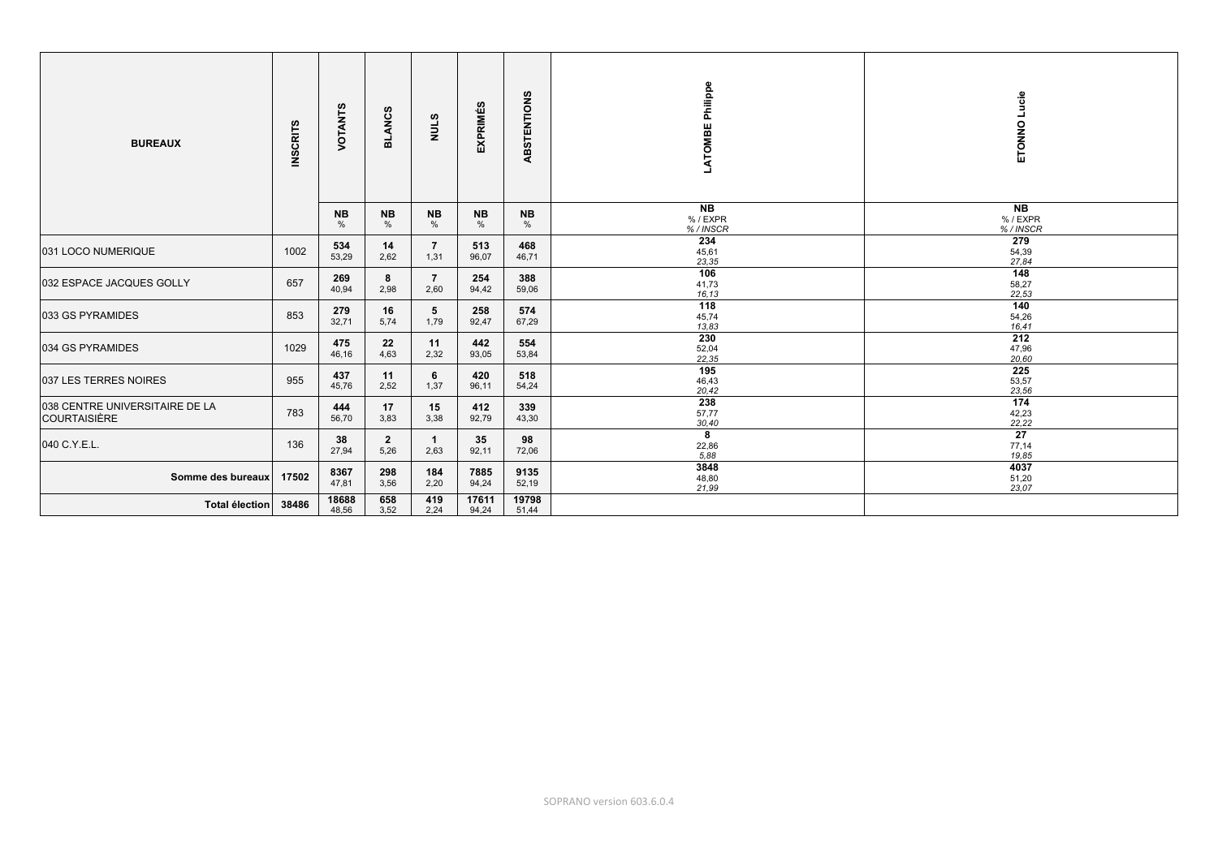| BUREAUX | INSCRITS | VOTANTS | BLANCS | NULS | EXPRIMÉS | ABSTENTIONS | LATOMBE Philippe | ETONNO Lucie |
|---|---|---|---|---|---|---|---|---|
| | | NB<br>% | NB<br>% | NB<br>% | NB<br>% | NB<br>% | NB<br>% / EXPR<br>*% / INSCR* | NB<br>% / EXPR<br>*% / INSCR* |
| 031 LOCO NUMERIQUE | 1002 | **534**<br>53,29 | **14**<br>2,62 | **7**<br>1,31 | **513**<br>96,07 | **468**<br>46,71 | **234**<br>45,61<br>*23,35* | **279**<br>54,39<br>*27,84* |
| 032 ESPACE JACQUES GOLLY | 657 | **269**<br>40,94 | **8**<br>2,98 | **7**<br>2,60 | **254**<br>94,42 | **388**<br>59,06 | **106**<br>41,73<br>*16,13* | **148**<br>58,27<br>*22,53* |
| 033 GS PYRAMIDES | 853 | **279**<br>32,71 | **16**<br>5,74 | **5**<br>1,79 | **258**<br>92,47 | **574**<br>67,29 | **118**<br>45,74<br>*13,83* | **140**<br>54,26<br>*16,41* |
| 034 GS PYRAMIDES | 1029 | **475**<br>46,16 | **22**<br>4,63 | **11**<br>2,32 | **442**<br>93,05 | **554**<br>53,84 | **230**<br>52,04<br>*22,35* | **212**<br>47,96<br>*20,60* |
| 037 LES TERRES NOIRES | 955 | **437**<br>45,76 | **11**<br>2,52 | **6**<br>1,37 | **420**<br>96,11 | **518**<br>54,24 | **195**<br>46,43<br>*20,42* | **225**<br>53,57<br>*23,56* |
| 038 CENTRE UNIVERSITAIRE DE LA COURTAISIÈRE | 783 | **444**<br>56,70 | **17**<br>3,83 | **15**<br>3,38 | **412**<br>92,79 | **339**<br>43,30 | **238**<br>57,77<br>*30,40* | **174**<br>42,23<br>*22,22* |
| 040 C.Y.E.L. | 136 | **38**<br>27,94 | **2**<br>5,26 | **1**<br>2,63 | **35**<br>92,11 | **98**<br>72,06 | **8**<br>22,86<br>*5,88* | **27**<br>77,14<br>*19,85* |
| **Somme des bureaux** | **17502** | **8367**<br>47,81 | **298**<br>3,56 | **184**<br>2,20 | **7885**<br>94,24 | **9135**<br>52,19 | **3848**<br>48,80<br>*21,99* | **4037**<br>51,20<br>*23,07* |
| **Total élection** | **38486** | **18688**<br>48,56 | **658**<br>3,52 | **419**<br>2,24 | **17611**<br>94,24 | **19798**<br>51,44 | | |

SOPRANO version 603.6.0.4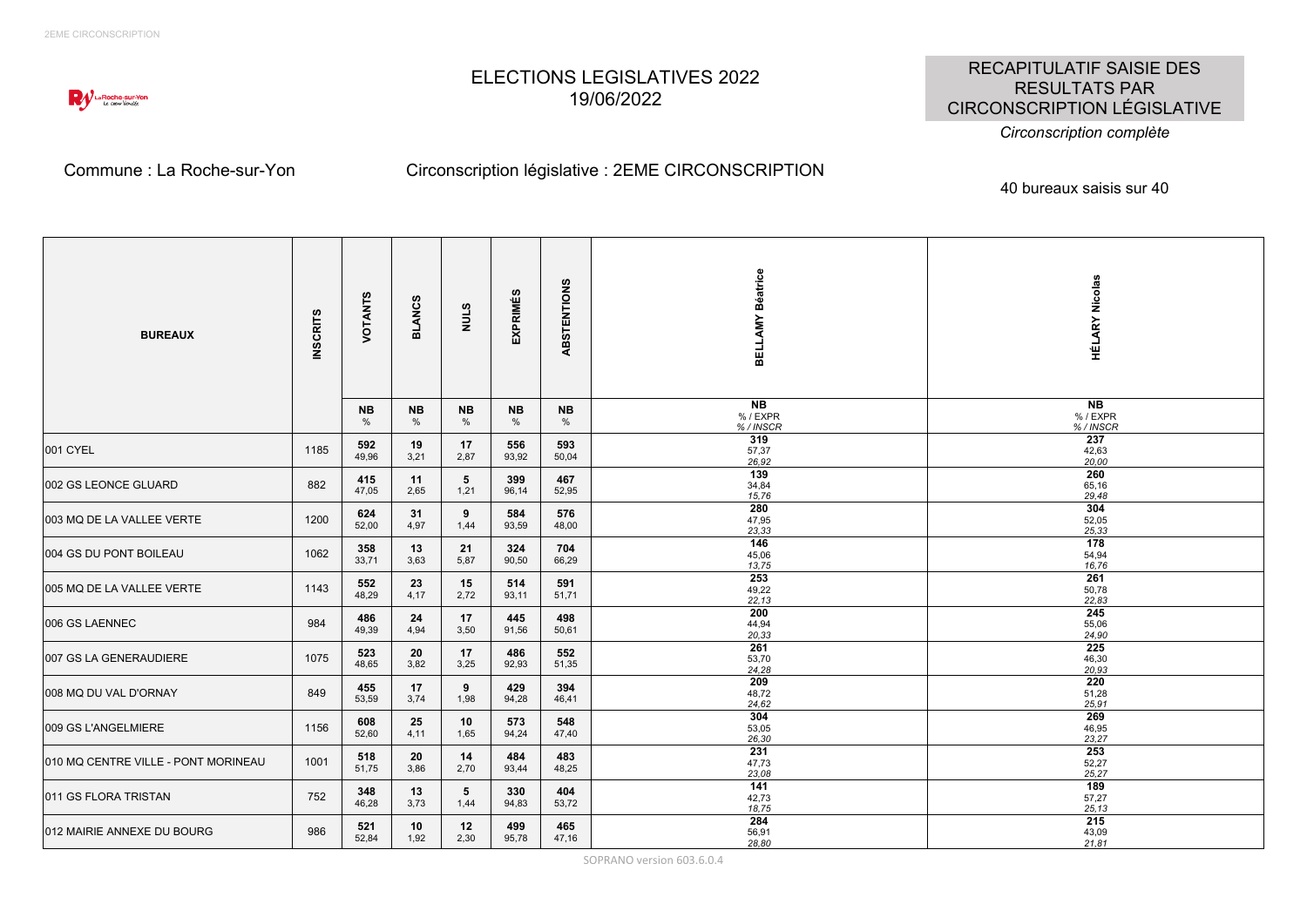# ELECTIONS LEGISLATIVES 2022
19/06/2022

**RECAPITULATIF SAISIE DES RESULTATS PAR CIRCONSCRIPTION LÉGISLATIVE**

*Circonscription complète*

Commune : La Roche-sur-Yon

Circonscription législative : 2EME CIRCONSCRIPTION

40 bureaux saisis sur 40

| BUREAUX | INSCRITS | VOTANTS | BLANCS | NULS | EXPRIMÉS | ABSTENTIONS | BELLAMY Béatrice | HÉLARY Nicolas |
|---|---|---|---|---|---|---|---|---|
| | | NB<br>% | NB<br>% | NB<br>% | NB<br>% | NB<br>% | NB<br>% / EXPR<br>*% / INSCR* | NB<br>% / EXPR<br>*% / INSCR* |
| 001 CYEL | 1185 | **592**<br>49,96 | **19**<br>3,21 | **17**<br>2,87 | **556**<br>93,92 | **593**<br>50,04 | **319**<br>57,37<br>*26,92* | **237**<br>42,63<br>*20,00* |
| 002 GS LEONCE GLUARD | 882 | **415**<br>47,05 | **11**<br>2,65 | **5**<br>1,21 | **399**<br>96,14 | **467**<br>52,95 | **139**<br>34,84<br>*15,76* | **260**<br>65,16<br>*29,48* |
| 003 MQ DE LA VALLEE VERTE | 1200 | **624**<br>52,00 | **31**<br>4,97 | **9**<br>1,44 | **584**<br>93,59 | **576**<br>48,00 | **280**<br>47,95<br>*23,33* | **304**<br>52,05<br>*25,33* |
| 004 GS DU PONT BOILEAU | 1062 | **358**<br>33,71 | **13**<br>3,63 | **21**<br>5,87 | **324**<br>90,50 | **704**<br>66,29 | **146**<br>45,06<br>*13,75* | **178**<br>54,94<br>*16,76* |
| 005 MQ DE LA VALLEE VERTE | 1143 | **552**<br>48,29 | **23**<br>4,17 | **15**<br>2,72 | **514**<br>93,11 | **591**<br>51,71 | **253**<br>49,22<br>*22,13* | **261**<br>50,78<br>*22,83* |
| 006 GS LAENNEC | 984 | **486**<br>49,39 | **24**<br>4,94 | **17**<br>3,50 | **445**<br>91,56 | **498**<br>50,61 | **200**<br>44,94<br>*20,33* | **245**<br>55,06<br>*24,90* |
| 007 GS LA GENERAUDIERE | 1075 | **523**<br>48,65 | **20**<br>3,82 | **17**<br>3,25 | **486**<br>92,93 | **552**<br>51,35 | **261**<br>53,70<br>*24,28* | **225**<br>46,30<br>*20,93* |
| 008 MQ DU VAL D'ORNAY | 849 | **455**<br>53,59 | **17**<br>3,74 | **9**<br>1,98 | **429**<br>94,28 | **394**<br>46,41 | **209**<br>48,72<br>*24,62* | **220**<br>51,28<br>*25,91* |
| 009 GS L'ANGELMIERE | 1156 | **608**<br>52,60 | **25**<br>4,11 | **10**<br>1,65 | **573**<br>94,24 | **548**<br>47,40 | **304**<br>53,05<br>*26,30* | **269**<br>46,95<br>*23,27* |
| 010 MQ CENTRE VILLE - PONT MORINEAU | 1001 | **518**<br>51,75 | **20**<br>3,86 | **14**<br>2,70 | **484**<br>93,44 | **483**<br>48,25 | **231**<br>47,73<br>*23,08* | **253**<br>52,27<br>*25,27* |
| 011 GS FLORA TRISTAN | 752 | **348**<br>46,28 | **13**<br>3,73 | **5**<br>1,44 | **330**<br>94,83 | **404**<br>53,72 | **141**<br>42,73<br>*18,75* | **189**<br>57,27<br>*25,13* |
| 012 MAIRIE ANNEXE DU BOURG | 986 | **521**<br>52,84 | **10**<br>1,92 | **12**<br>2,30 | **499**<br>95,78 | **465**<br>47,16 | **284**<br>56,91<br>*28,80* | **215**<br>43,09<br>*21,81* |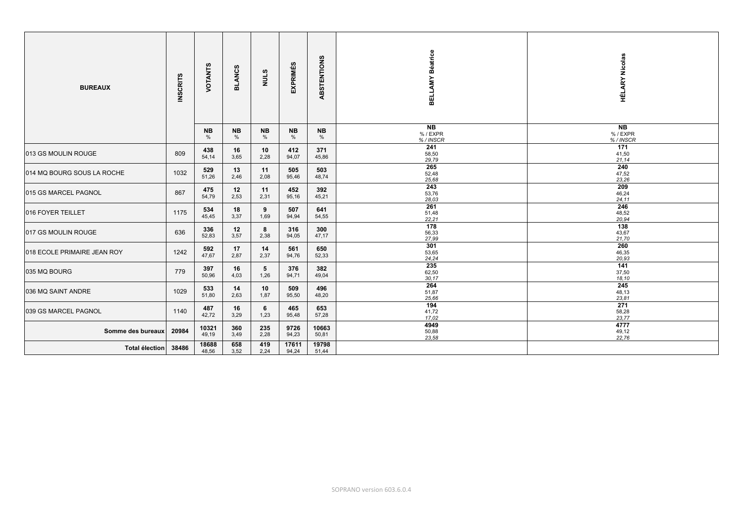| BUREAUX | INSCRITS | VOTANTS | BLANCS | NULS | EXPRIMÉS | ABSTENTIONS | BELLAMY Béatrice | HÉLARY Nicolas |
|---|---|---|---|---|---|---|---|---|
| | | NB % | NB % | NB % | NB % | NB % | NB % / EXPR *% / INSCR* | NB % / EXPR *% / INSCR* |
| 013 GS MOULIN ROUGE | 809 | 438 54,14 | 16 3,65 | 10 2,28 | 412 94,07 | 371 45,86 | 241 58,50 *29,79* | 171 41,50 *21,14* |
| 014 MQ BOURG SOUS LA ROCHE | 1032 | 529 51,26 | 13 2,46 | 11 2,08 | 505 95,46 | 503 48,74 | 265 52,48 *25,68* | 240 47,52 *23,26* |
| 015 GS MARCEL PAGNOL | 867 | 475 54,79 | 12 2,53 | 11 2,31 | 452 95,16 | 392 45,21 | 243 53,76 *28,03* | 209 46,24 *24,11* |
| 016 FOYER TEILLET | 1175 | 534 45,45 | 18 3,37 | 9 1,69 | 507 94,94 | 641 54,55 | 261 51,48 *22,21* | 246 48,52 *20,94* |
| 017 GS MOULIN ROUGE | 636 | 336 52,83 | 12 3,57 | 8 2,38 | 316 94,05 | 300 47,17 | 178 56,33 *27,99* | 138 43,67 *21,70* |
| 018 ECOLE PRIMAIRE JEAN ROY | 1242 | 592 47,67 | 17 2,87 | 14 2,37 | 561 94,76 | 650 52,33 | 301 53,65 *24,24* | 260 46,35 *20,93* |
| 035 MQ BOURG | 779 | 397 50,96 | 16 4,03 | 5 1,26 | 376 94,71 | 382 49,04 | 235 62,50 *30,17* | 141 37,50 *18,10* |
| 036 MQ SAINT ANDRE | 1029 | 533 51,80 | 14 2,63 | 10 1,87 | 509 95,50 | 496 48,20 | 264 51,87 *25,66* | 245 48,13 *23,81* |
| 039 GS MARCEL PAGNOL | 1140 | 487 42,72 | 16 3,29 | 6 1,23 | 465 95,48 | 653 57,28 | 194 41,72 *17,02* | 271 58,28 *23,77* |
| **Somme des bureaux** | 20984 | 10321 49,19 | 360 3,49 | 235 2,28 | 9726 94,23 | 10663 50,81 | 4949 50,88 *23,58* | 4777 49,12 *22,76* |
| **Total élection** | 38486 | 18688 48,56 | 658 3,52 | 419 2,24 | 17611 94,24 | 19798 51,44 | | |